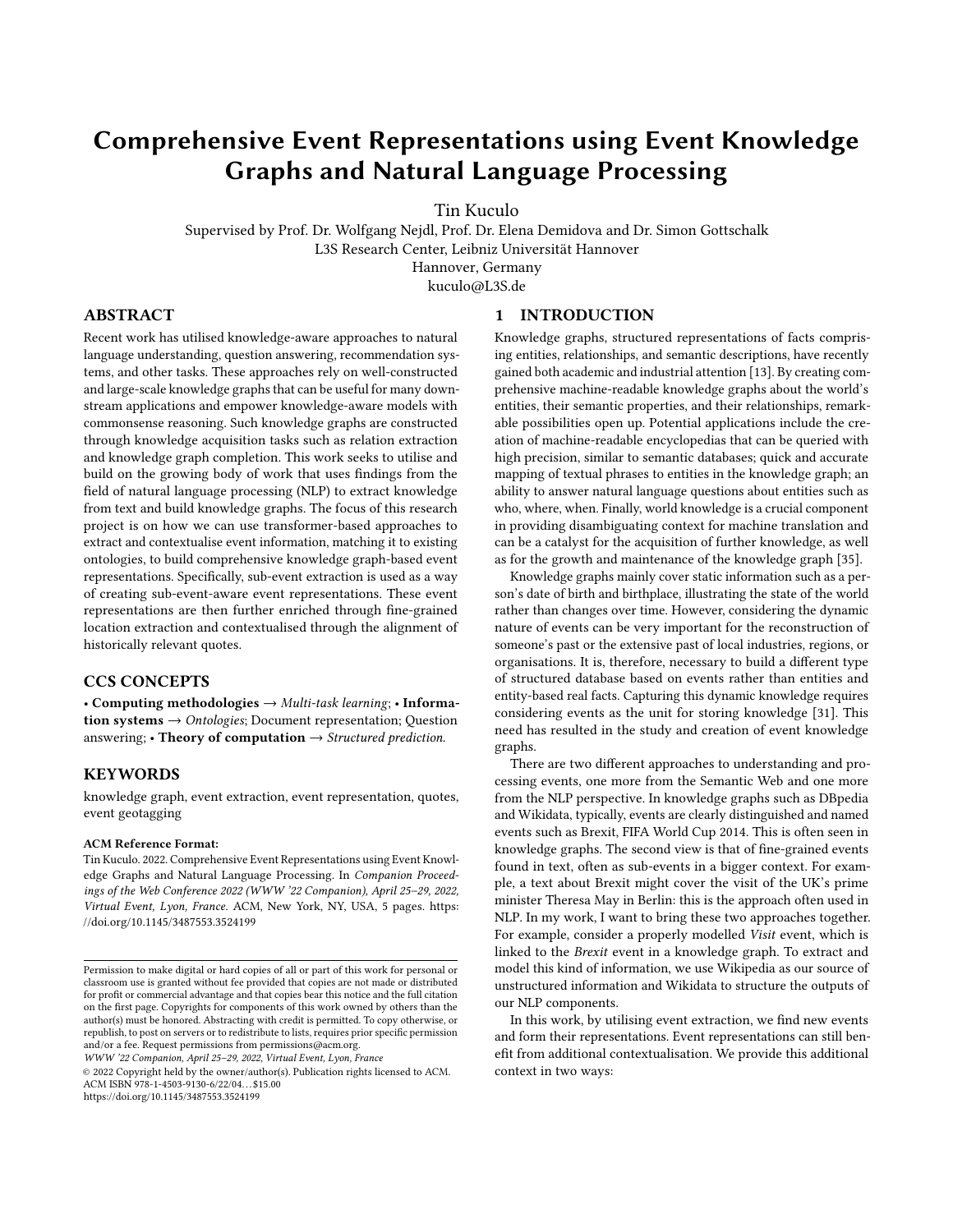# Comprehensive Event Representations using Event Knowledge Graphs and Natural Language Processing

Tin Kuculo

Supervised by Prof. Dr. Wolfgang Nejdl, Prof. Dr. Elena Demidova and Dr. Simon Gottschalk

L3S Research Center, Leibniz Universität Hannover

Hannover, Germany

kuculo@L3S.de

## ABSTRACT

Recent work has utilised knowledge-aware approaches to natural language understanding, question answering, recommendation systems, and other tasks. These approaches rely on well-constructed and large-scale knowledge graphs that can be useful for many downstream applications and empower knowledge-aware models with commonsense reasoning. Such knowledge graphs are constructed through knowledge acquisition tasks such as relation extraction and knowledge graph completion. This work seeks to utilise and build on the growing body of work that uses findings from the field of natural language processing (NLP) to extract knowledge from text and build knowledge graphs. The focus of this research project is on how we can use transformer-based approaches to extract and contextualise event information, matching it to existing ontologies, to build comprehensive knowledge graph-based event representations. Specifically, sub-event extraction is used as a way of creating sub-event-aware event representations. These event representations are then further enriched through fine-grained location extraction and contextualised through the alignment of historically relevant quotes.

## CCS CONCEPTS

• **Computing methodologies** → *Multi-task learning*; • **Information systems** → *Ontologies*; Document representation; Question answering; • **Theory of computation** → *Structured prediction.*

## KEYWORDS

knowledge graph, event extraction, event representation, quotes, event geotagging

**ACM Reference Format:**

Tin Kuculo. 2022. Comprehensive Event Representations using Event Knowledge Graphs and Natural Language Processing. In *Companion Proceedings of the Web Conference 2022 (WWW '22 Companion), April 25–29, 2022, Virtual Event, Lyon, France.* ACM, New York, NY, USA, 5 pages. https://doi.org/10.1145/3487553.3524199

Permission to make digital or hard copies of all or part of this work for personal or classroom use is granted without fee provided that copies are not made or distributed for profit or commercial advantage and that copies bear this notice and the full citation on the first page. Copyrights for components of this work owned by others than the author(s) must be honored. Abstracting with credit is permitted. To copy otherwise, or republish, to post on servers or to redistribute to lists, requires prior specific permission and/or a fee. Request permissions from permissions@acm.org.

*WWW '22 Companion, April 25–29, 2022, Virtual Event, Lyon, France*

© 2022 Copyright held by the owner/author(s). Publication rights licensed to ACM.

ACM ISBN 978-1-4503-9130-6/22/04…$15.00

https://doi.org/10.1145/3487553.3524199

## 1 INTRODUCTION

Knowledge graphs, structured representations of facts comprising entities, relationships, and semantic descriptions, have recently gained both academic and industrial attention [13]. By creating comprehensive machine-readable knowledge graphs about the world's entities, their semantic properties, and their relationships, remarkable possibilities open up. Potential applications include the creation of machine-readable encyclopedias that can be queried with high precision, similar to semantic databases; quick and accurate mapping of textual phrases to entities in the knowledge graph; an ability to answer natural language questions about entities such as who, where, when. Finally, world knowledge is a crucial component in providing disambiguating context for machine translation and can be a catalyst for the acquisition of further knowledge, as well as for the growth and maintenance of the knowledge graph [35].

Knowledge graphs mainly cover static information such as a person's date of birth and birthplace, illustrating the state of the world rather than changes over time. However, considering the dynamic nature of events can be very important for the reconstruction of someone's past or the extensive past of local industries, regions, or organisations. It is, therefore, necessary to build a different type of structured database based on events rather than entities and entity-based real facts. Capturing this dynamic knowledge requires considering events as the unit for storing knowledge [31]. This need has resulted in the study and creation of event knowledge graphs.

There are two different approaches to understanding and processing events, one more from the Semantic Web and one more from the NLP perspective. In knowledge graphs such as DBpedia and Wikidata, typically, events are clearly distinguished and named events such as Brexit, FIFA World Cup 2014. This is often seen in knowledge graphs. The second view is that of fine-grained events found in text, often as sub-events in a bigger context. For example, a text about Brexit might cover the visit of the UK's prime minister Theresa May in Berlin: this is the approach often used in NLP. In my work, I want to bring these two approaches together. For example, consider a properly modelled *Visit* event, which is linked to the *Brexit* event in a knowledge graph. To extract and model this kind of information, we use Wikipedia as our source of unstructured information and Wikidata to structure the outputs of our NLP components.

In this work, by utilising event extraction, we find new events and form their representations. Event representations can still benefit from additional contextualisation. We provide this additional context in two ways: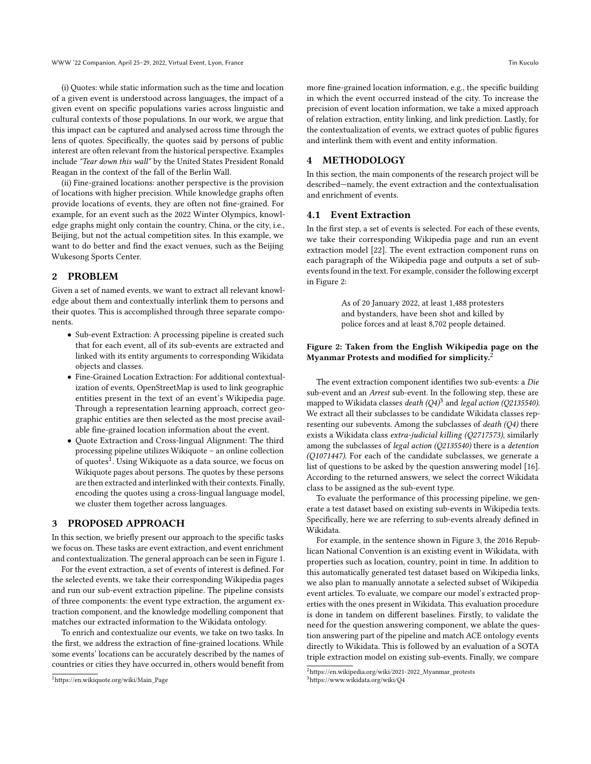(i) Quotes: while static information such as the time and location of a given event is understood across languages, the impact of a given event on specific populations varies across linguistic and cultural contexts of those populations. In our work, we argue that this impact can be captured and analysed across time through the lens of quotes. Specifically, the quotes said by persons of public interest are often relevant from the historical perspective. Examples include *"Tear down this wall"* by the United States President Ronald Reagan in the context of the fall of the Berlin Wall.

(ii) Fine-grained locations: another perspective is the provision of locations with higher precision. While knowledge graphs often provide locations of events, they are often not fine-grained. For example, for an event such as the 2022 Winter Olympics, knowledge graphs might only contain the country, China, or the city, i.e., Beijing, but not the actual competition sites. In this example, we want to do better and find the exact venues, such as the Beijing Wukesong Sports Center.

## 2 PROBLEM

Given a set of named events, we want to extract all relevant knowledge about them and contextually interlink them to persons and their quotes. This is accomplished through three separate components.

- Sub-event Extraction: A processing pipeline is created such that for each event, all of its sub-events are extracted and linked with its entity arguments to corresponding Wikidata objects and classes.
- Fine-Grained Location Extraction: For additional contextualization of events, OpenStreetMap is used to link geographic entities present in the text of an event's Wikipedia page. Through a representation learning approach, correct geographic entities are then selected as the most precise available fine-grained location information about the event.
- Quote Extraction and Cross-lingual Alignment: The third processing pipeline utilizes Wikiquote – an online collection of quotes[1]. Using Wikiquote as a data source, we focus on Wikiquote pages about persons. The quotes by these persons are then extracted and interlinked with their contexts. Finally, encoding the quotes using a cross-lingual language model, we cluster them together across languages.

## 3 PROPOSED APPROACH

In this section, we briefly present our approach to the specific tasks we focus on. These tasks are event extraction, and event enrichment and contextualization. The general approach can be seen in Figure 1.

For the event extraction, a set of events of interest is defined. For the selected events, we take their corresponding Wikipedia pages and run our sub-event extraction pipeline. The pipeline consists of three components: the event type extraction, the argument extraction component, and the knowledge modelling component that matches our extracted information to the Wikidata ontology.

To enrich and contextualize our events, we take on two tasks. In the first, we address the extraction of fine-grained locations. While some events' locations can be accurately described by the names of countries or cities they have occurred in, others would benefit from more fine-grained location information, e.g., the specific building in which the event occurred instead of the city. To increase the precision of event location information, we take a mixed approach of relation extraction, entity linking, and link prediction. Lastly, for the contextualization of events, we extract quotes of public figures and interlink them with event and entity information.

## 4 METHODOLOGY

In this section, the main components of the research project will be described—namely, the event extraction and the contextualisation and enrichment of events.

### 4.1 Event Extraction

In the first step, a set of events is selected. For each of these events, we take their corresponding Wikipedia page and run an event extraction model [22]. The event extraction component runs on each paragraph of the Wikipedia page and outputs a set of subevents found in the text. For example, consider the following excerpt in Figure 2:

> As of 20 January 2022, at least 1,488 protesters and bystanders, have been shot and killed by police forces and at least 8,702 people detained.

**Figure 2: Taken from the English Wikipedia page on the Myanmar Protests and modified for simplicity.**[2]

The event extraction component identifies two sub-events: a *Die* sub-event and an *Arrest* sub-event. In the following step, these are mapped to Wikidata classes *death (Q4)*[3] and *legal action (Q2135540)*. We extract all their subclasses to be candidate Wikidata classes representing our subevents. Among the subclasses of *death (Q4)* there exists a Wikidata class *extra-judicial killing (Q2717573)*, similarly among the subclasses of *legal action (Q2135540)* there is a *detention (Q1071447)*. For each of the candidate subclasses, we generate a list of questions to be asked by the question answering model [16]. According to the returned answers, we select the correct Wikidata class to be assigned as the sub-event type.

To evaluate the performance of this processing pipeline, we generate a test dataset based on existing sub-events in Wikipedia texts. Specifically, here we are referring to sub-events already defined in Wikidata.

For example, in the sentence shown in Figure 3, the 2016 Republican National Convention is an existing event in Wikidata, with properties such as location, country, point in time. In addition to this automatically generated test dataset based on Wikipedia links, we also plan to manually annotate a selected subset of Wikipedia event articles. To evaluate, we compare our model's extracted properties with the ones present in Wikidata. This evaluation procedure is done in tandem on different baselines. Firstly, to validate the need for the question answering component, we ablate the question answering part of the pipeline and match ACE ontology events directly to Wikidata. This is followed by an evaluation of a SOTA triple extraction model on existing sub-events. Finally, we compare

[1] https://en.wikiquote.org/wiki/Main_Page

[2] https://en.wikipedia.org/wiki/2021-2022_Myanmar_protests

[3] https://www.wikidata.org/wiki/Q4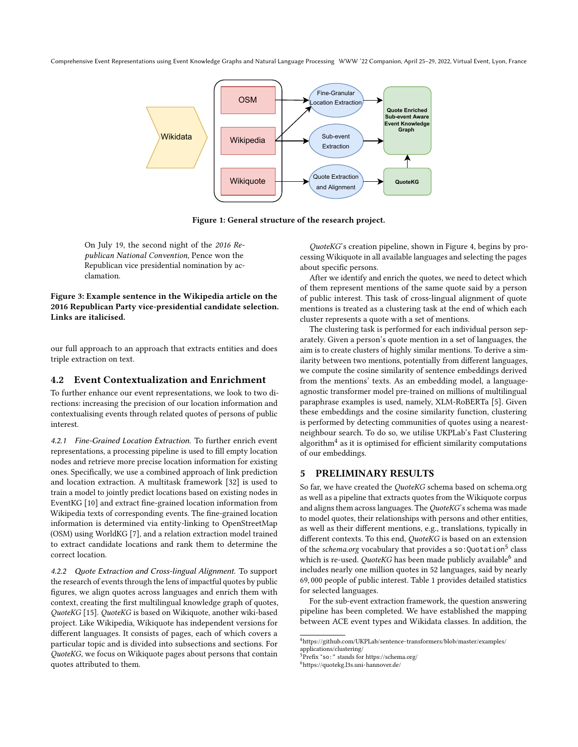Figure 1: General structure of the research project.

> On July 19, the second night of the *2016 Republican National Convention*, Pence won the Republican vice presidential nomination by acclamation.

**Figure 3: Example sentence in the Wikipedia article on the 2016 Republican Party vice-presidential candidate selection. Links are italicised.**

our full approach to an approach that extracts entities and does triple extraction on text.

## 4.2 Event Contextualization and Enrichment

To further enhance our event representations, we look to two directions: increasing the precision of our location information and contextualising events through related quotes of persons of public interest.

*4.2.1 Fine-Grained Location Extraction.* To further enrich event representations, a processing pipeline is used to fill empty location nodes and retrieve more precise location information for existing ones. Specifically, we use a combined approach of link prediction and location extraction. A multitask framework [32] is used to train a model to jointly predict locations based on existing nodes in EventKG [10] and extract fine-grained location information from Wikipedia texts of corresponding events. The fine-grained location information is determined via entity-linking to OpenStreetMap (OSM) using WorldKG [7], and a relation extraction model trained to extract candidate locations and rank them to determine the correct location.

*4.2.2 Quote Extraction and Cross-lingual Alignment.* To support the research of events through the lens of impactful quotes by public figures, we align quotes across languages and enrich them with context, creating the first multilingual knowledge graph of quotes, *QuoteKG* [15]. *QuoteKG* is based on Wikiquote, another wiki-based project. Like Wikipedia, Wikiquote has independent versions for different languages. It consists of pages, each of which covers a particular topic and is divided into subsections and sections. For *QuoteKG*, we focus on Wikiquote pages about persons that contain quotes attributed to them.

*QuoteKG*'s creation pipeline, shown in Figure 4, begins by processing Wikiquote in all available languages and selecting the pages about specific persons.

After we identify and enrich the quotes, we need to detect which of them represent mentions of the same quote said by a person of public interest. This task of cross-lingual alignment of quote mentions is treated as a clustering task at the end of which each cluster represents a quote with a set of mentions.

The clustering task is performed for each individual person separately. Given a person's quote mention in a set of languages, the aim is to create clusters of highly similar mentions. To derive a similarity between two mentions, potentially from different languages, we compute the cosine similarity of sentence embeddings derived from the mentions' texts. As an embedding model, a language-agnostic transformer model pre-trained on millions of multilingual paraphrase examples is used, namely, XLM-RoBERTa [5]. Given these embeddings and the cosine similarity function, clustering is performed by detecting communities of quotes using a nearest-neighbour search. To do so, we utilise UKPLab's Fast Clustering algorithm[4] as it is optimised for efficient similarity computations of our embeddings.

## 5 PRELIMINARY RESULTS

So far, we have created the *QuoteKG* schema based on schema.org as well as a pipeline that extracts quotes from the Wikiquote corpus and aligns them across languages. The *QuoteKG*'s schema was made to model quotes, their relationships with persons and other entities, as well as their different mentions, e.g., translations, typically in different contexts. To this end, *QuoteKG* is based on an extension of the *schema.org* vocabulary that provides a `so:Quotation`[5] class which is re-used. *QuoteKG* has been made publicly available[6] and includes nearly one million quotes in 52 languages, said by nearly 69,000 people of public interest. Table 1 provides detailed statistics for selected languages.

For the sub-event extraction framework, the question answering pipeline has been completed. We have established the mapping between ACE event types and Wikidata classes. In addition, the

[4] https://github.com/UKPLab/sentence-transformers/blob/master/examples/applications/clustering/

[5] Prefix "so:" stands for https://schema.org/

[6] https://quotekg.l3s.uni-hannover.de/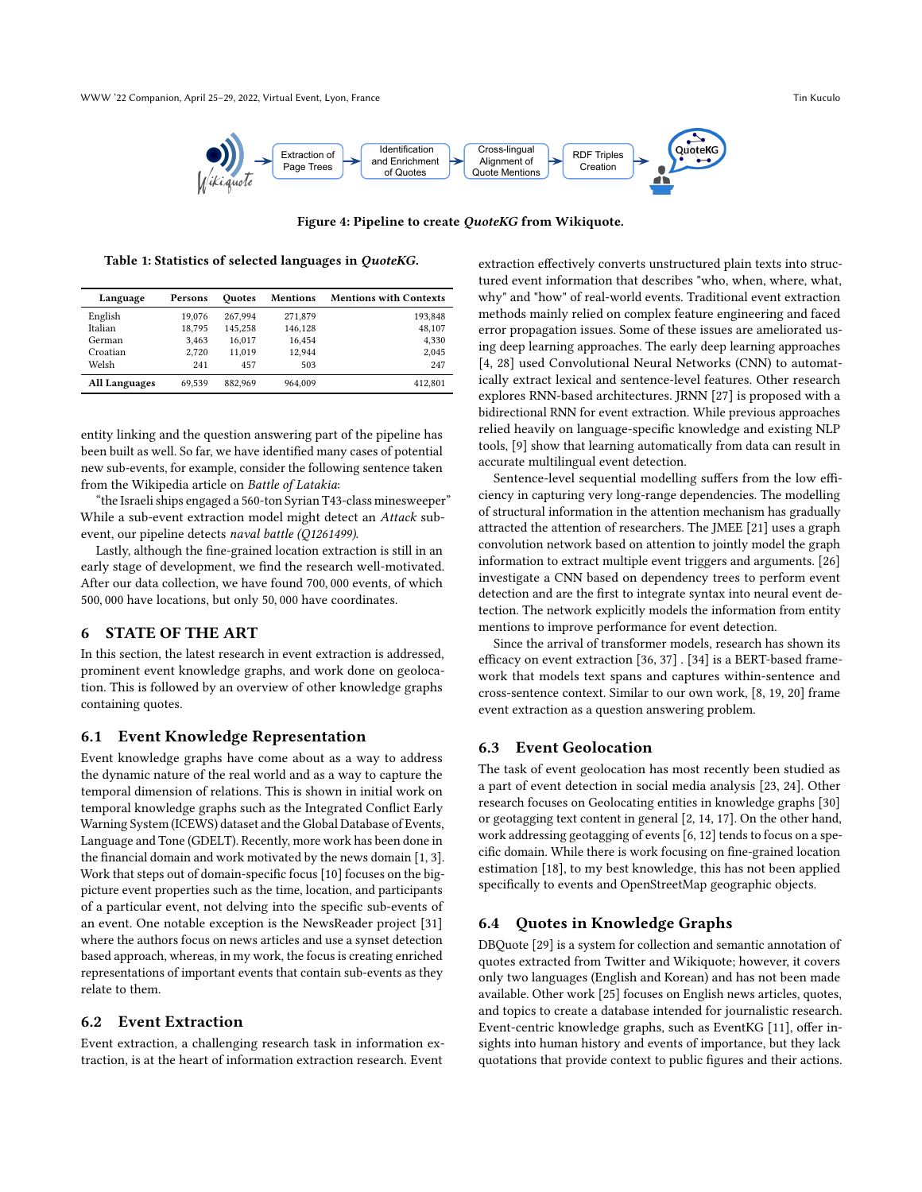Figure 4: Pipeline to create *QuoteKG* from Wikiquote.

Table 1: Statistics of selected languages in *QuoteKG*.

| Language | Persons | Quotes | Mentions | Mentions with Contexts |
|---|---|---|---|---|
| English | 19,076 | 267,994 | 271,879 | 193,848 |
| Italian | 18,795 | 145,258 | 146,128 | 48,107 |
| German | 3,463 | 16,017 | 16,454 | 4,330 |
| Croatian | 2,720 | 11,019 | 12,944 | 2,045 |
| Welsh | 241 | 457 | 503 | 247 |
| **All Languages** | 69,539 | 882,969 | 964,009 | 412,801 |

entity linking and the question answering part of the pipeline has been built as well. So far, we have identified many cases of potential new sub-events, for example, consider the following sentence taken from the Wikipedia article on *Battle of Latakia*:

"the Israeli ships engaged a 560-ton Syrian T43-class minesweeper" While a sub-event extraction model might detect an *Attack* sub-event, our pipeline detects *naval battle (Q1261499)*.

Lastly, although the fine-grained location extraction is still in an early stage of development, we find the research well-motivated. After our data collection, we have found 700, 000 events, of which 500, 000 have locations, but only 50, 000 have coordinates.

## 6 STATE OF THE ART

In this section, the latest research in event extraction is addressed, prominent event knowledge graphs, and work done on geolocation. This is followed by an overview of other knowledge graphs containing quotes.

### 6.1 Event Knowledge Representation

Event knowledge graphs have come about as a way to address the dynamic nature of the real world and as a way to capture the temporal dimension of relations. This is shown in initial work on temporal knowledge graphs such as the Integrated Conflict Early Warning System (ICEWS) dataset and the Global Database of Events, Language and Tone (GDELT). Recently, more work has been done in the financial domain and work motivated by the news domain [1, 3]. Work that steps out of domain-specific focus [10] focuses on the big-picture event properties such as the time, location, and participants of a particular event, not delving into the specific sub-events of an event. One notable exception is the NewsReader project [31] where the authors focus on news articles and use a synset detection based approach, whereas, in my work, the focus is creating enriched representations of important events that contain sub-events as they relate to them.

### 6.2 Event Extraction

Event extraction, a challenging research task in information extraction, is at the heart of information extraction research. Event extraction effectively converts unstructured plain texts into structured event information that describes "who, when, where, what, why" and "how" of real-world events. Traditional event extraction methods mainly relied on complex feature engineering and faced error propagation issues. Some of these issues are ameliorated using deep learning approaches. The early deep learning approaches [4, 28] used Convolutional Neural Networks (CNN) to automatically extract lexical and sentence-level features. Other research explores RNN-based architectures. JRNN [27] is proposed with a bidirectional RNN for event extraction. While previous approaches relied heavily on language-specific knowledge and existing NLP tools, [9] show that learning automatically from data can result in accurate multilingual event detection.

Sentence-level sequential modelling suffers from the low efficiency in capturing very long-range dependencies. The modelling of structural information in the attention mechanism has gradually attracted the attention of researchers. The JMEE [21] uses a graph convolution network based on attention to jointly model the graph information to extract multiple event triggers and arguments. [26] investigate a CNN based on dependency trees to perform event detection and are the first to integrate syntax into neural event detection. The network explicitly models the information from entity mentions to improve performance for event detection.

Since the arrival of transformer models, research has shown its efficacy on event extraction [36, 37] . [34] is a BERT-based framework that models text spans and captures within-sentence and cross-sentence context. Similar to our own work, [8, 19, 20] frame event extraction as a question answering problem.

### 6.3 Event Geolocation

The task of event geolocation has most recently been studied as a part of event detection in social media analysis [23, 24]. Other research focuses on Geolocating entities in knowledge graphs [30] or geotagging text content in general [2, 14, 17]. On the other hand, work addressing geotagging of events [6, 12] tends to focus on a specific domain. While there is work focusing on fine-grained location estimation [18], to my best knowledge, this has not been applied specifically to events and OpenStreetMap geographic objects.

### 6.4 Quotes in Knowledge Graphs

DBQuote [29] is a system for collection and semantic annotation of quotes extracted from Twitter and Wikiquote; however, it covers only two languages (English and Korean) and has not been made available. Other work [25] focuses on English news articles, quotes, and topics to create a database intended for journalistic research. Event-centric knowledge graphs, such as EventKG [11], offer insights into human history and events of importance, but they lack quotations that provide context to public figures and their actions.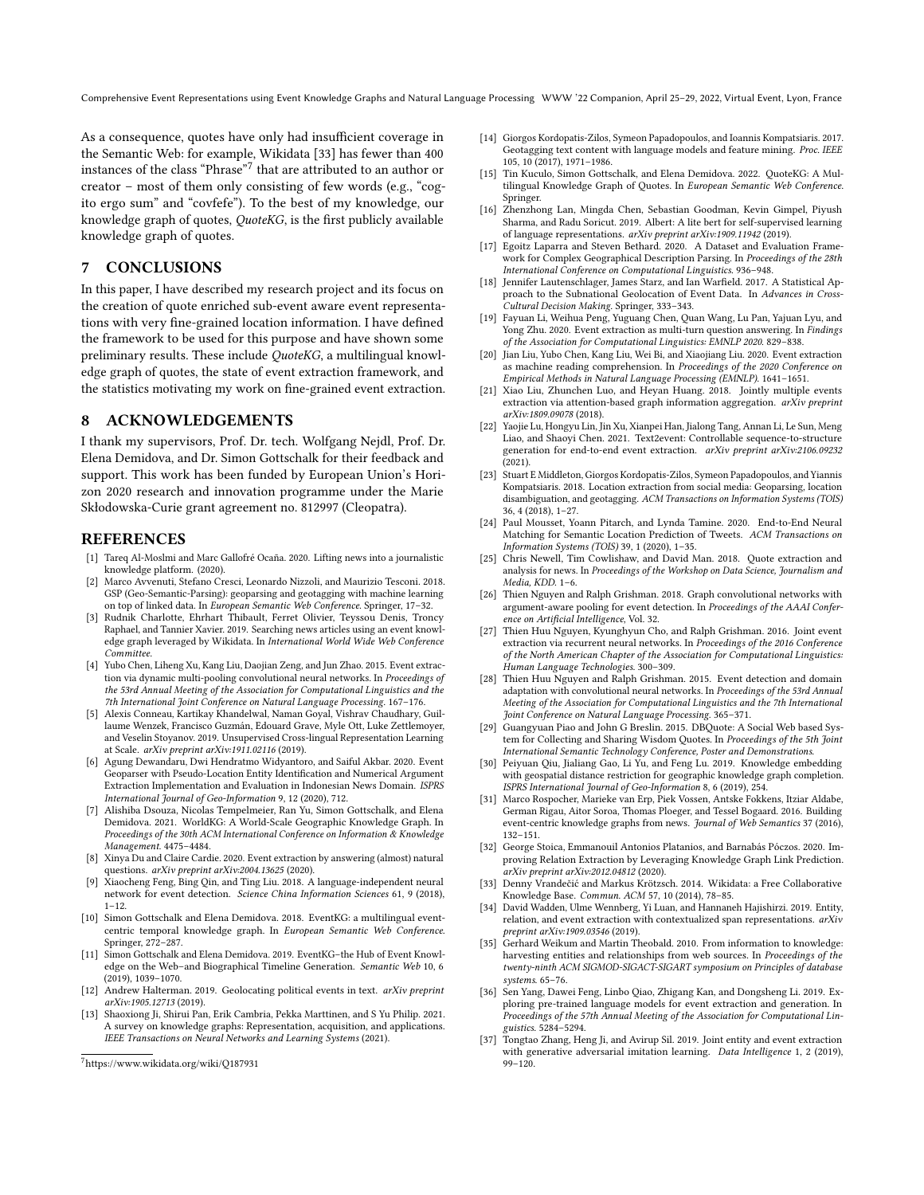As a consequence, quotes have only had insufficient coverage in the Semantic Web: for example, Wikidata [33] has fewer than 400 instances of the class "Phrase"[7] that are attributed to an author or creator – most of them only consisting of few words (e.g., "cogito ergo sum" and "covfefe"). To the best of my knowledge, our knowledge graph of quotes, *QuoteKG*, is the first publicly available knowledge graph of quotes.

## 7 CONCLUSIONS

In this paper, I have described my research project and its focus on the creation of quote enriched sub-event aware event representations with very fine-grained location information. I have defined the framework to be used for this purpose and have shown some preliminary results. These include *QuoteKG*, a multilingual knowledge graph of quotes, the state of event extraction framework, and the statistics motivating my work on fine-grained event extraction.

## 8 ACKNOWLEDGEMENTS

I thank my supervisors, Prof. Dr. tech. Wolfgang Nejdl, Prof. Dr. Elena Demidova, and Dr. Simon Gottschalk for their feedback and support. This work has been funded by European Union's Horizon 2020 research and innovation programme under the Marie Skłodowska-Curie grant agreement no. 812997 (Cleopatra).

## REFERENCES

- [1] Tareq Al-Moslmi and Marc Gallofré Ocaña. 2020. Lifting news into a journalistic knowledge platform. (2020).
- [2] Marco Avvenuti, Stefano Cresci, Leonardo Nizzoli, and Maurizio Tesconi. 2018. GSP (Geo-Semantic-Parsing): geoparsing and geotagging with machine learning on top of linked data. In *European Semantic Web Conference*. Springer, 17–32.
- [3] Rudnik Charlotte, Ehrhart Thibault, Ferret Olivier, Teyssou Denis, Troncy Raphael, and Tannier Xavier. 2019. Searching news articles using an event knowledge graph leveraged by Wikidata. In *International World Wide Web Conference Committee*.
- [4] Yubo Chen, Liheng Xu, Kang Liu, Daojian Zeng, and Jun Zhao. 2015. Event extraction via dynamic multi-pooling convolutional neural networks. In *Proceedings of the 53rd Annual Meeting of the Association for Computational Linguistics and the 7th International Joint Conference on Natural Language Processing*. 167–176.
- [5] Alexis Conneau, Kartikay Khandelwal, Naman Goyal, Vishrav Chaudhary, Guillaume Wenzek, Francisco Guzmán, Edouard Grave, Myle Ott, Luke Zettlemoyer, and Veselin Stoyanov. 2019. Unsupervised Cross-lingual Representation Learning at Scale. *arXiv preprint arXiv:1911.02116* (2019).
- [6] Agung Dewandaru, Dwi Hendratmo Widyantoro, and Saiful Akbar. 2020. Event Geoparser with Pseudo-Location Entity Identification and Numerical Argument Extraction Implementation and Evaluation in Indonesian News Domain. *ISPRS International Journal of Geo-Information* 9, 12 (2020), 712.
- [7] Alishiba Dsouza, Nicolas Tempelmeier, Ran Yu, Simon Gottschalk, and Elena Demidova. 2021. WorldKG: A World-Scale Geographic Knowledge Graph. In *Proceedings of the 30th ACM International Conference on Information & Knowledge Management*. 4475–4484.
- [8] Xinya Du and Claire Cardie. 2020. Event extraction by answering (almost) natural questions. *arXiv preprint arXiv:2004.13625* (2020).
- [9] Xiaocheng Feng, Bing Qin, and Ting Liu. 2018. A language-independent neural network for event detection. *Science China Information Sciences* 61, 9 (2018), 1–12.
- [10] Simon Gottschalk and Elena Demidova. 2018. EventKG: a multilingual event-centric temporal knowledge graph. In *European Semantic Web Conference*. Springer, 272–287.
- [11] Simon Gottschalk and Elena Demidova. 2019. EventKG–the Hub of Event Knowledge on the Web–and Biographical Timeline Generation. *Semantic Web* 10, 6 (2019), 1039–1070.
- [12] Andrew Halterman. 2019. Geolocating political events in text. *arXiv preprint arXiv:1905.12713* (2019).
- [13] Shaoxiong Ji, Shirui Pan, Erik Cambria, Pekka Marttinen, and S Yu Philip. 2021. A survey on knowledge graphs: Representation, acquisition, and applications. *IEEE Transactions on Neural Networks and Learning Systems* (2021).
- [14] Giorgos Kordopatis-Zilos, Symeon Papadopoulos, and Ioannis Kompatsiaris. 2017. Geotagging text content with language models and feature mining. *Proc. IEEE* 105, 10 (2017), 1971–1986.
- [15] Tin Kuculo, Simon Gottschalk, and Elena Demidova. 2022. QuoteKG: A Multilingual Knowledge Graph of Quotes. In *European Semantic Web Conference*. Springer.
- [16] Zhenzhong Lan, Mingda Chen, Sebastian Goodman, Kevin Gimpel, Piyush Sharma, and Radu Soricut. 2019. Albert: A lite bert for self-supervised learning of language representations. *arXiv preprint arXiv:1909.11942* (2019).
- [17] Egoitz Laparra and Steven Bethard. 2020. A Dataset and Evaluation Framework for Complex Geographical Description Parsing. In *Proceedings of the 28th International Conference on Computational Linguistics*. 936–948.
- [18] Jennifer Lautenschlager, James Starz, and Ian Warfield. 2017. A Statistical Approach to the Subnational Geolocation of Event Data. In *Advances in Cross-Cultural Decision Making*. Springer, 333–343.
- [19] Fayuan Li, Weihua Peng, Yuguang Chen, Quan Wang, Lu Pan, Yajuan Lyu, and Yong Zhu. 2020. Event extraction as multi-turn question answering. In *Findings of the Association for Computational Linguistics: EMNLP 2020*. 829–838.
- [20] Jian Liu, Yubo Chen, Kang Liu, Wei Bi, and Xiaojiang Liu. 2020. Event extraction as machine reading comprehension. In *Proceedings of the 2020 Conference on Empirical Methods in Natural Language Processing (EMNLP)*. 1641–1651.
- [21] Xiao Liu, Zhunchen Luo, and Heyan Huang. 2018. Jointly multiple events extraction via attention-based graph information aggregation. *arXiv preprint arXiv:1809.09078* (2018).
- [22] Yaojie Lu, Hongyu Lin, Jin Xu, Xianpei Han, Jialong Tang, Annan Li, Le Sun, Meng Liao, and Shaoyi Chen. 2021. Text2event: Controllable sequence-to-structure generation for end-to-end event extraction. *arXiv preprint arXiv:2106.09232* (2021).
- [23] Stuart E Middleton, Giorgos Kordopatis-Zilos, Symeon Papadopoulos, and Yiannis Kompatsiaris. 2018. Location extraction from social media: Geoparsing, location disambiguation, and geotagging. *ACM Transactions on Information Systems (TOIS)* 36, 4 (2018), 1–27.
- [24] Paul Mousset, Yoann Pitarch, and Lynda Tamine. 2020. End-to-End Neural Matching for Semantic Location Prediction of Tweets. *ACM Transactions on Information Systems (TOIS)* 39, 1 (2020), 1–35.
- [25] Chris Newell, Tim Cowlishaw, and David Man. 2018. Quote extraction and analysis for news. In *Proceedings of the Workshop on Data Science, Journalism and Media, KDD*. 1–6.
- [26] Thien Nguyen and Ralph Grishman. 2018. Graph convolutional networks with argument-aware pooling for event detection. In *Proceedings of the AAAI Conference on Artificial Intelligence*, Vol. 32.
- [27] Thien Huu Nguyen, Kyunghyun Cho, and Ralph Grishman. 2016. Joint event extraction via recurrent neural networks. In *Proceedings of the 2016 Conference of the North American Chapter of the Association for Computational Linguistics: Human Language Technologies*. 300–309.
- [28] Thien Huu Nguyen and Ralph Grishman. 2015. Event detection and domain adaptation with convolutional neural networks. In *Proceedings of the 53rd Annual Meeting of the Association for Computational Linguistics and the 7th International Joint Conference on Natural Language Processing*. 365–371.
- [29] Guangyuan Piao and John G Breslin. 2015. DBQuote: A Social Web based System for Collecting and Sharing Wisdom Quotes. In *Proceedings of the 5th Joint International Semantic Technology Conference, Poster and Demonstrations*.
- [30] Peiyuan Qiu, Jialiang Gao, Li Yu, and Feng Lu. 2019. Knowledge embedding with geospatial distance restriction for geographic knowledge graph completion. *ISPRS International Journal of Geo-Information* 8, 6 (2019), 254.
- [31] Marco Rospocher, Marieke van Erp, Piek Vossen, Antske Fokkens, Itziar Aldabe, German Rigau, Aitor Soroa, Thomas Ploeger, and Tessel Bogaard. 2016. Building event-centric knowledge graphs from news. *Journal of Web Semantics* 37 (2016), 132–151.
- [32] George Stoica, Emmanouil Antonios Platanios, and Barnabás Póczos. 2020. Improving Relation Extraction by Leveraging Knowledge Graph Link Prediction. *arXiv preprint arXiv:2012.04812* (2020).
- [33] Denny Vrandečić and Markus Krötzsch. 2014. Wikidata: a Free Collaborative Knowledge Base. *Commun. ACM* 57, 10 (2014), 78–85.
- [34] David Wadden, Ulme Wennberg, Yi Luan, and Hannaneh Hajishirzi. 2019. Entity, relation, and event extraction with contextualized span representations. *arXiv preprint arXiv:1909.03546* (2019).
- [35] Gerhard Weikum and Martin Theobald. 2010. From information to knowledge: harvesting entities and relationships from web sources. In *Proceedings of the twenty-ninth ACM SIGMOD-SIGACT-SIGART symposium on Principles of database systems*. 65–76.
- [36] Sen Yang, Dawei Feng, Linbo Qiao, Zhigang Kan, and Dongsheng Li. 2019. Exploring pre-trained language models for event extraction and generation. In *Proceedings of the 57th Annual Meeting of the Association for Computational Linguistics*. 5284–5294.
- [37] Tongtao Zhang, Heng Ji, and Avirup Sil. 2019. Joint entity and event extraction with generative adversarial imitation learning. *Data Intelligence* 1, 2 (2019), 99–120.

[7] https://www.wikidata.org/wiki/Q187931